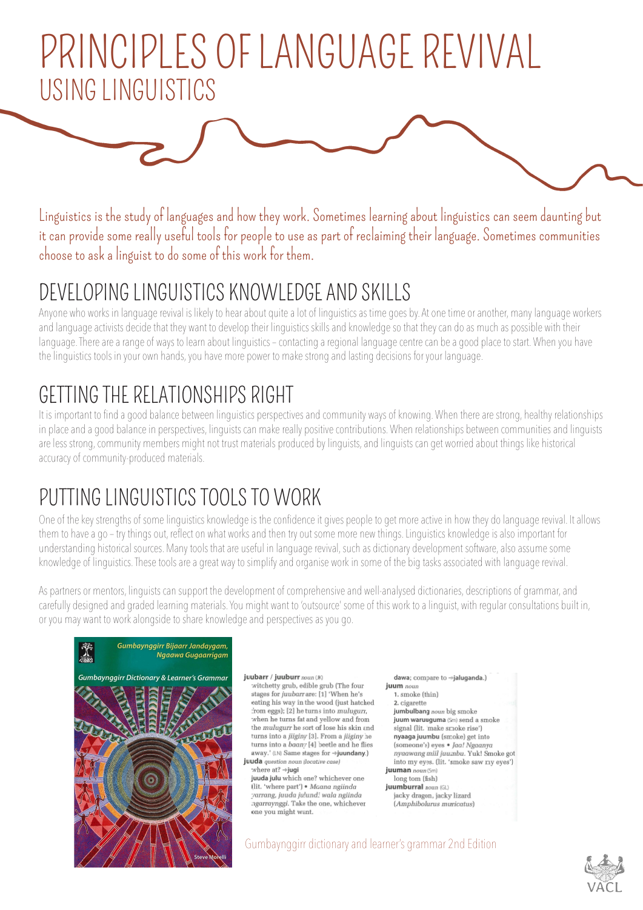# PRINCIPLES OF LANGUAGE REVIVAL

## USING LINGUISTICS

Linguistics is the study of languages and how they work. Sometimes learning about linguistics can seem daunting but it can provide some really useful tools for people to use as part of reclaiming their language. Sometimes communities choose to ask a linguist to do some of this work for them.

## DEVELOPING LINGUISTICS KNOWLEDGE AND SKILLS

Anyone who works in language revival is likely to hear about quite a lot of linguistics as time goes by. At one time or another, many language workers and language activists decide that they want to develop their linguistics skills and knowledge so that they can do as much as possible with their language. There are a range of ways to learn about linguistics – contacting a regional language centre can be a good place to start. When you have the linguistics tools in your own hands, you have more power to make strong and lasting decisions for your language.

## GETTING THE RELATIONSHIPS RIGHT

It is important to find a good balance between linguistics perspectives and community ways of knowing. When there are strong, healthy relationships in place and a good balance in perspectives, linguists can make really positive contributions. When relationships between communities and linguists are less strong, community members might not trust materials produced by linguists, and linguists can get worried about things like historical accuracy of community-produced materials.

## PUTTING LINGUISTICS TOOLS TO WORK

One of the key strengths of some linguistics knowledge is the confidence it gives people to get more active in how they do language revival. It allows them to have a go – try things out, reflect on what works and then try out some more new things. Linguistics knowledge is also important for understanding historical sources. Many tools that are useful in language revival, such as dictionary development software, also assume some knowledge of linguistics. These tools are a great way to simplify and organise work in some of the big tasks associated with language revival.

As partners or mentors, linguists can support the development of comprehensive and well-analysed dictionaries, descriptions of grammar, and carefully designed and graded learning materials. You might want to 'outsource' some of this work to a linguist, with regular consultations built in, or you may want to work alongside to share knowledge and perspectives as you go.

*Gumbaynggirr Bijaarr Jandaygam, Ngaawa Gugaarrigam*

*Gumbaynggirr Dictionary & Learner's Grammar*

Steve Morelli

**juubarr / juuburr** *noun* (JK)
witchetty grub, edible grub (The four stages for *juubarr* are: [1] 'When he's eating his way in the wood (just hatched from eggs); [2] he turns into *mulugurr*, when he turns fat and yellow and from the *mulugurr* he sort of lose his skin and turns into a *jiiginy* [3]. From a *jiiginy* he turns into a *baany* [4] beetle and he flies away.' (LN) Same stages for →**juundany**.)

**juuda** *question noun (locative case)*
where at? →**jugi**
**juuda julu** which one? whichever one (lit. 'where part') • *Maana ngiinda yarrang, juuda julund! wala ngiinda ngarraynggi.* Take the one, whichever one you might want.

dawa; compare to →**jaluganda**.)

**juum** *noun*
1. smoke (thin)
2. cigarette
**jumbulbang** *noun* big smoke
**juum waruuguma** (Sm) send a smoke signal (lit. 'make smoke rise')
**nyaaga juumbu** (smoke) get into (someone's) eyes • *Jaa! Ngaanya nyaawang miil juumbu.* Yuk! Smoke got into my eyes. (lit. 'smoke saw my eyes')

**juuman** *noun* (Sm)
long tom (fish)

**juumburral** *noun* (GL)
jacky dragon, jacky lizard (*Amphibolurus muricatus*)

Gumbaynggirr dictionary and learner's grammar 2nd Edition

VACL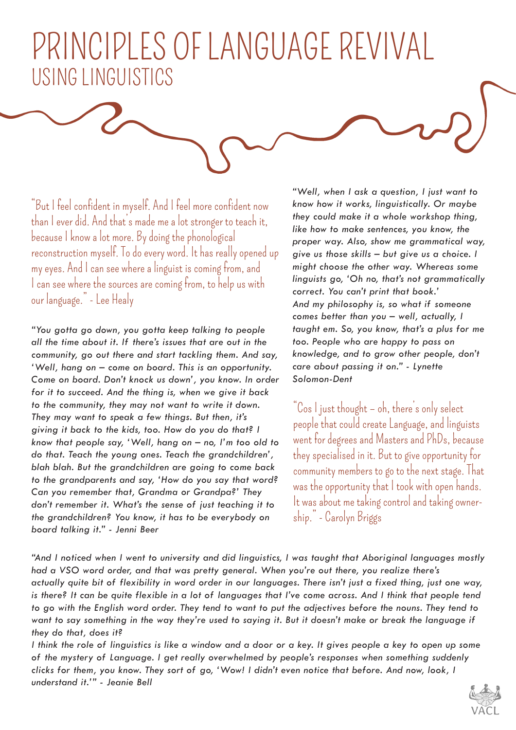# PRINCIPLES OF LANGUAGE REVIVAL

## USING LINGUISTICS

"But I feel confident in myself. And I feel more confident now than I ever did. And that's made me a lot stronger to teach it, because I know a lot more. By doing the phonological reconstruction myself. To do every word. It has really opened up my eyes. And I can see where a linguist is coming from, and I can see where the sources are coming from, to help us with our language." - Lee Healy

*"You gotta go down, you gotta keep talking to people all the time about it. If there's issues that are out in the community, go out there and start tackling them. And say, 'Well, hang on – come on board. This is an opportunity. Come on board. Don't knock us down', you know. In order for it to succeed. And the thing is, when we give it back to the community, they may not want to write it down. They may want to speak a few things. But then, it's giving it back to the kids, too. How do you do that? I know that people say, 'Well, hang on – no, I'm too old to do that. Teach the young ones. Teach the grandchildren', blah blah. But the grandchildren are going to come back to the grandparents and say, 'How do you say that word? Can you remember that, Grandma or Grandpa?' They don't remember it. What's the sense of just teaching it to the grandchildren? You know, it has to be everybody on board talking it." - Jenni Beer*

*"Well, when I ask a question, I just want to know how it works, linguistically. Or maybe they could make it a whole workshop thing, like how to make sentences, you know, the proper way. Also, show me grammatical way, give us those skills – but give us a choice. I might choose the other way. Whereas some linguists go, 'Oh no, that's not grammatically correct. You can't print that book.'*
*And my philosophy is, so what if someone comes better than you – well, actually, I taught em. So, you know, that's a plus for me too. People who are happy to pass on knowledge, and to grow other people, don't care about passing it on." - Lynette Solomon-Dent*

"Cos I just thought – oh, there's only select people that could create Language, and linguists went for degrees and Masters and PhDs, because they specialised in it. But to give opportunity for community members to go to the next stage. That was the opportunity that I took with open hands. It was about me taking control and taking ownership." - Carolyn Briggs

*"And I noticed when I went to university and did linguistics, I was taught that Aboriginal languages mostly had a VSO word order, and that was pretty general. When you're out there, you realize there's actually quite bit of flexibility in word order in our languages. There isn't just a fixed thing, just one way, is there? It can be quite flexible in a lot of languages that I've come across. And I think that people tend to go with the English word order. They tend to want to put the adjectives before the nouns. They tend to want to say something in the way they're used to saying it. But it doesn't make or break the language if they do that, does it?*
*I think the role of linguistics is like a window and a door or a key. It gives people a key to open up some of the mystery of Language. I get really overwhelmed by people's responses when something suddenly clicks for them, you know. They sort of go, 'Wow! I didn't even notice that before. And now, look, I understand it.'" - Jeanie Bell*

VACL